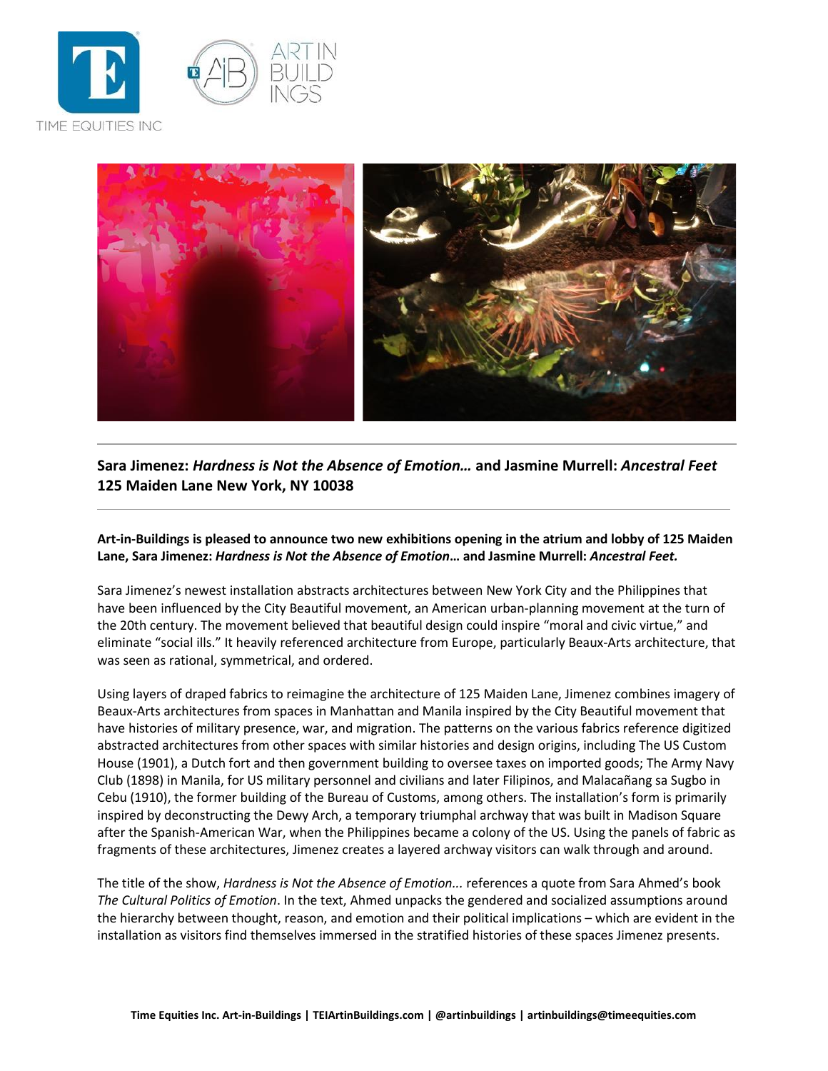**Sara Jimenez:** ***Hardness is Not the Absence of Emotion…*** **and Jasmine Murrell:** ***Ancestral Feet***
**125 Maiden Lane New York, NY 10038**

**Art-in-Buildings is pleased to announce two new exhibitions opening in the atrium and lobby of 125 Maiden Lane, Sara Jimenez:** ***Hardness is Not the Absence of Emotion*****… and Jasmine Murrell:** ***Ancestral Feet.***

Sara Jimenez's newest installation abstracts architectures between New York City and the Philippines that have been influenced by the City Beautiful movement, an American urban-planning movement at the turn of the 20th century. The movement believed that beautiful design could inspire "moral and civic virtue," and eliminate "social ills." It heavily referenced architecture from Europe, particularly Beaux-Arts architecture, that was seen as rational, symmetrical, and ordered.

Using layers of draped fabrics to reimagine the architecture of 125 Maiden Lane, Jimenez combines imagery of Beaux-Arts architectures from spaces in Manhattan and Manila inspired by the City Beautiful movement that have histories of military presence, war, and migration. The patterns on the various fabrics reference digitized abstracted architectures from other spaces with similar histories and design origins, including The US Custom House (1901), a Dutch fort and then government building to oversee taxes on imported goods; The Army Navy Club (1898) in Manila, for US military personnel and civilians and later Filipinos, and Malacañang sa Sugbo in Cebu (1910), the former building of the Bureau of Customs, among others. The installation's form is primarily inspired by deconstructing the Dewy Arch, a temporary triumphal archway that was built in Madison Square after the Spanish-American War, when the Philippines became a colony of the US. Using the panels of fabric as fragments of these architectures, Jimenez creates a layered archway visitors can walk through and around.

The title of the show, *Hardness is Not the Absence of Emotion...* references a quote from Sara Ahmed's book *The Cultural Politics of Emotion*. In the text, Ahmed unpacks the gendered and socialized assumptions around the hierarchy between thought, reason, and emotion and their political implications – which are evident in the installation as visitors find themselves immersed in the stratified histories of these spaces Jimenez presents.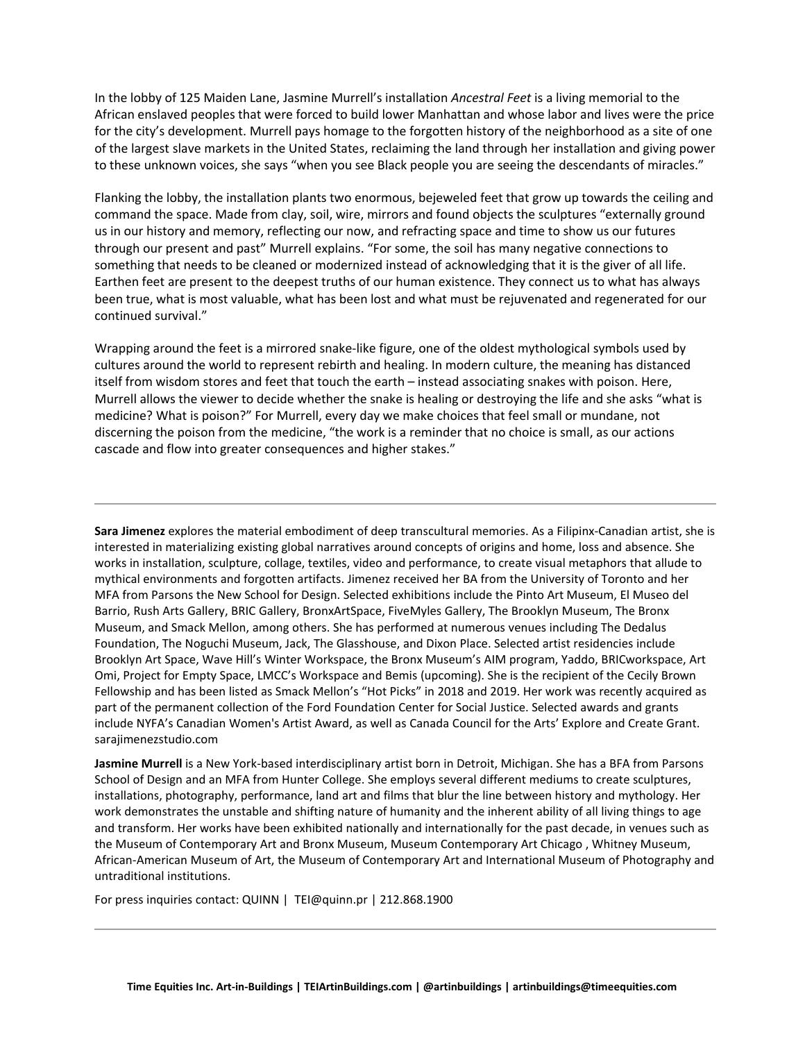In the lobby of 125 Maiden Lane, Jasmine Murrell's installation *Ancestral Feet* is a living memorial to the African enslaved peoples that were forced to build lower Manhattan and whose labor and lives were the price for the city's development. Murrell pays homage to the forgotten history of the neighborhood as a site of one of the largest slave markets in the United States, reclaiming the land through her installation and giving power to these unknown voices, she says "when you see Black people you are seeing the descendants of miracles."

Flanking the lobby, the installation plants two enormous, bejeweled feet that grow up towards the ceiling and command the space. Made from clay, soil, wire, mirrors and found objects the sculptures "externally ground us in our history and memory, reflecting our now, and refracting space and time to show us our futures through our present and past" Murrell explains. "For some, the soil has many negative connections to something that needs to be cleaned or modernized instead of acknowledging that it is the giver of all life. Earthen feet are present to the deepest truths of our human existence. They connect us to what has always been true, what is most valuable, what has been lost and what must be rejuvenated and regenerated for our continued survival."

Wrapping around the feet is a mirrored snake-like figure, one of the oldest mythological symbols used by cultures around the world to represent rebirth and healing. In modern culture, the meaning has distanced itself from wisdom stores and feet that touch the earth – instead associating snakes with poison. Here, Murrell allows the viewer to decide whether the snake is healing or destroying the life and she asks "what is medicine? What is poison?" For Murrell, every day we make choices that feel small or mundane, not discerning the poison from the medicine, "the work is a reminder that no choice is small, as our actions cascade and flow into greater consequences and higher stakes."

---

**Sara Jimenez** explores the material embodiment of deep transcultural memories. As a Filipinx-Canadian artist, she is interested in materializing existing global narratives around concepts of origins and home, loss and absence. She works in installation, sculpture, collage, textiles, video and performance, to create visual metaphors that allude to mythical environments and forgotten artifacts. Jimenez received her BA from the University of Toronto and her MFA from Parsons the New School for Design. Selected exhibitions include the Pinto Art Museum, El Museo del Barrio, Rush Arts Gallery, BRIC Gallery, BronxArtSpace, FiveMyles Gallery, The Brooklyn Museum, The Bronx Museum, and Smack Mellon, among others. She has performed at numerous venues including The Dedalus Foundation, The Noguchi Museum, Jack, The Glasshouse, and Dixon Place. Selected artist residencies include Brooklyn Art Space, Wave Hill's Winter Workspace, the Bronx Museum's AIM program, Yaddo, BRICworkspace, Art Omi, Project for Empty Space, LMCC's Workspace and Bemis (upcoming). She is the recipient of the Cecily Brown Fellowship and has been listed as Smack Mellon's "Hot Picks" in 2018 and 2019. Her work was recently acquired as part of the permanent collection of the Ford Foundation Center for Social Justice. Selected awards and grants include NYFA's Canadian Women's Artist Award, as well as Canada Council for the Arts' Explore and Create Grant. sarajimenezstudio.com

**Jasmine Murrell** is a New York-based interdisciplinary artist born in Detroit, Michigan. She has a BFA from Parsons School of Design and an MFA from Hunter College. She employs several different mediums to create sculptures, installations, photography, performance, land art and films that blur the line between history and mythology. Her work demonstrates the unstable and shifting nature of humanity and the inherent ability of all living things to age and transform. Her works have been exhibited nationally and internationally for the past decade, in venues such as the Museum of Contemporary Art and Bronx Museum, Museum Contemporary Art Chicago , Whitney Museum, African-American Museum of Art, the Museum of Contemporary Art and International Museum of Photography and untraditional institutions.

For press inquiries contact: QUINN | TEI@quinn.pr | 212.868.1900

---

**Time Equities Inc. Art-in-Buildings | TEIArtinBuildings.com | @artinbuildings | artinbuildings@timeequities.com**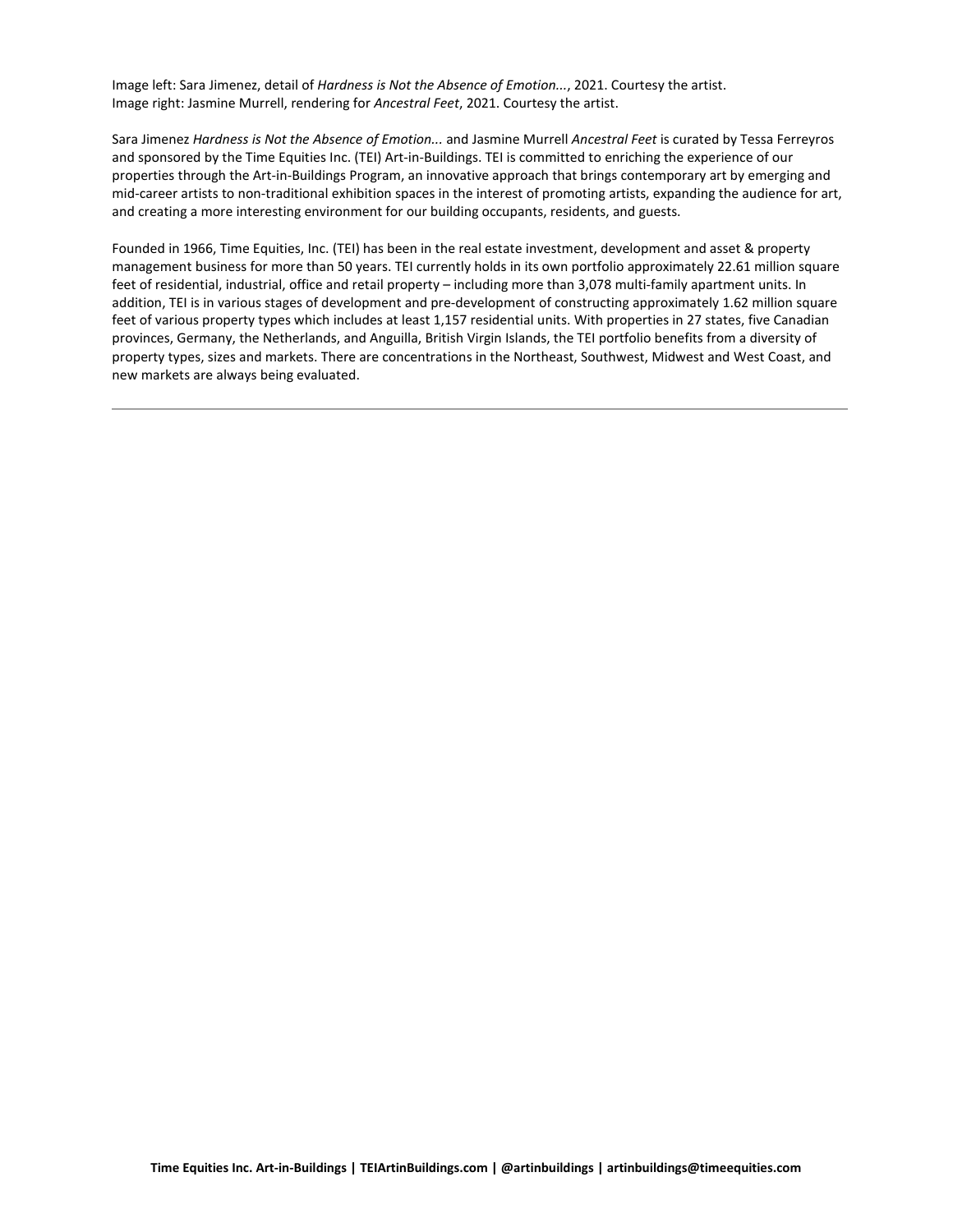Image left: Sara Jimenez, detail of *Hardness is Not the Absence of Emotion...*, 2021. Courtesy the artist.
Image right: Jasmine Murrell, rendering for *Ancestral Feet*, 2021. Courtesy the artist.

Sara Jimenez *Hardness is Not the Absence of Emotion...* and Jasmine Murrell *Ancestral Feet* is curated by Tessa Ferreyros and sponsored by the Time Equities Inc. (TEI) Art-in-Buildings. TEI is committed to enriching the experience of our properties through the Art-in-Buildings Program, an innovative approach that brings contemporary art by emerging and mid-career artists to non-traditional exhibition spaces in the interest of promoting artists, expanding the audience for art, and creating a more interesting environment for our building occupants, residents, and guests.

Founded in 1966, Time Equities, Inc. (TEI) has been in the real estate investment, development and asset & property management business for more than 50 years. TEI currently holds in its own portfolio approximately 22.61 million square feet of residential, industrial, office and retail property – including more than 3,078 multi-family apartment units. In addition, TEI is in various stages of development and pre-development of constructing approximately 1.62 million square feet of various property types which includes at least 1,157 residential units. With properties in 27 states, five Canadian provinces, Germany, the Netherlands, and Anguilla, British Virgin Islands, the TEI portfolio benefits from a diversity of property types, sizes and markets. There are concentrations in the Northeast, Southwest, Midwest and West Coast, and new markets are always being evaluated.

---